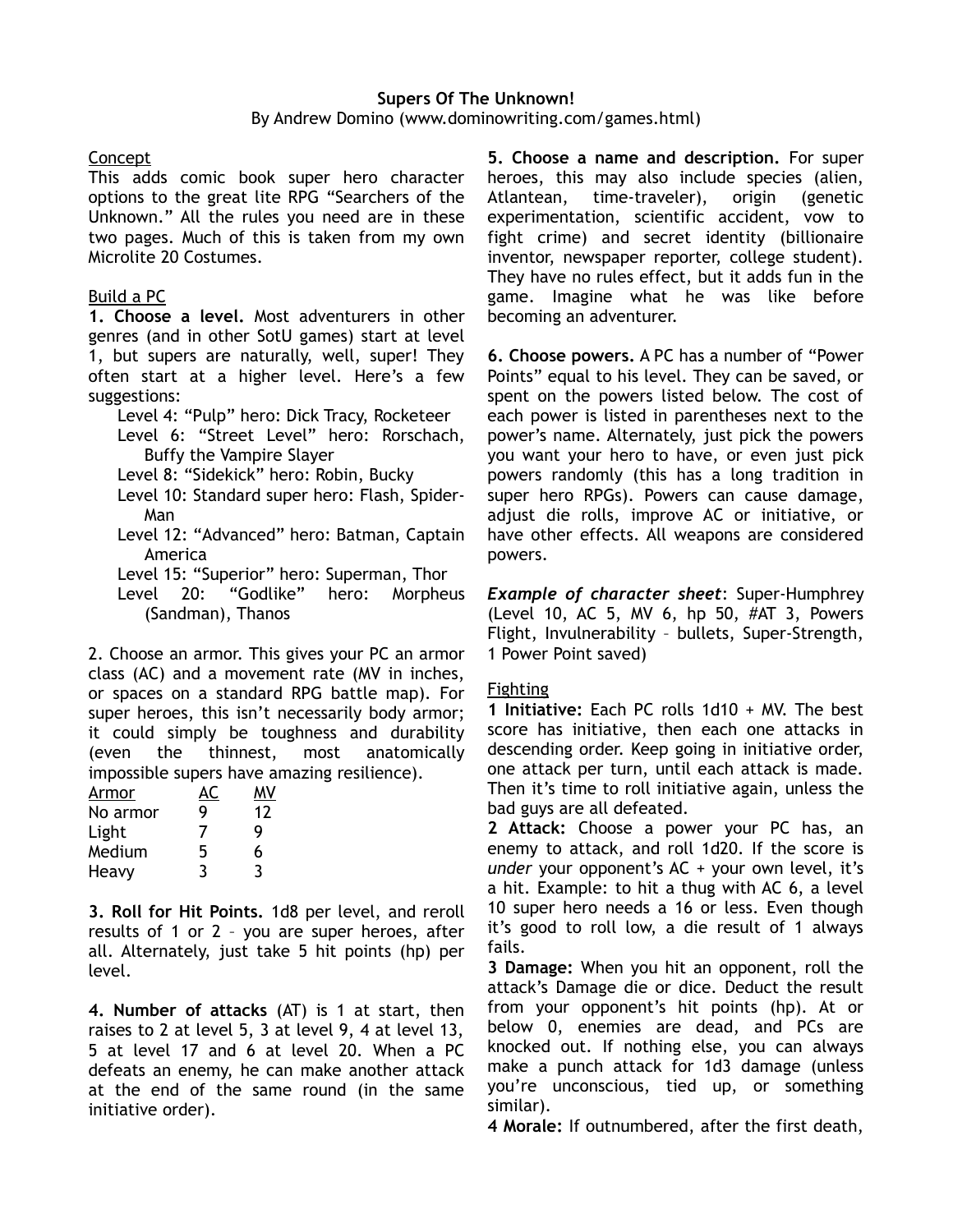# Supers Of The Unknown!

By Andrew Domino (www.dominowriting.com/games.html)

## Concept

This adds comic book super hero character options to the great lite RPG "Searchers of the Unknown." All the rules you need are in these two pages. Much of this is taken from my own Microlite 20 Costumes.

## Build a PC

**1. Choose a level.** Most adventurers in other genres (and in other SotU games) start at level 1, but supers are naturally, well, super! They often start at a higher level. Here's a few suggestions:

- Level 4: "Pulp" hero: Dick Tracy, Rocketeer
- Level 6: "Street Level" hero: Rorschach, Buffy the Vampire Slayer
- Level 8: "Sidekick" hero: Robin, Bucky
- Level 10: Standard super hero: Flash, Spider-Man
- Level 12: "Advanced" hero: Batman, Captain America
- Level 15: "Superior" hero: Superman, Thor
- Level 20: "Godlike" hero: Morpheus (Sandman), Thanos

2. Choose an armor. This gives your PC an armor class (AC) and a movement rate (MV in inches, or spaces on a standard RPG battle map). For super heroes, this isn't necessarily body armor; it could simply be toughness and durability (even the thinnest, most anatomically impossible supers have amazing resilience).

| Armor | AC | MV |
|---|---|---|
| No armor | 9 | 12 |
| Light | 7 | 9 |
| Medium | 5 | 6 |
| Heavy | 3 | 3 |

**3. Roll for Hit Points.** 1d8 per level, and reroll results of 1 or 2 – you are super heroes, after all. Alternately, just take 5 hit points (hp) per level.

**4. Number of attacks** (AT) is 1 at start, then raises to 2 at level 5, 3 at level 9, 4 at level 13, 5 at level 17 and 6 at level 20. When a PC defeats an enemy, he can make another attack at the end of the same round (in the same initiative order).

**5. Choose a name and description.** For super heroes, this may also include species (alien, Atlantean, time-traveler), origin (genetic experimentation, scientific accident, vow to fight crime) and secret identity (billionaire inventor, newspaper reporter, college student). They have no rules effect, but it adds fun in the game. Imagine what he was like before becoming an adventurer.

**6. Choose powers.** A PC has a number of "Power Points" equal to his level. They can be saved, or spent on the powers listed below. The cost of each power is listed in parentheses next to the power's name. Alternately, just pick the powers you want your hero to have, or even just pick powers randomly (this has a long tradition in super hero RPGs). Powers can cause damage, adjust die rolls, improve AC or initiative, or have other effects. All weapons are considered powers.

***Example of character sheet***: Super-Humphrey (Level 10, AC 5, MV 6, hp 50, #AT 3, Powers Flight, Invulnerability – bullets, Super-Strength, 1 Power Point saved)

## Fighting

**1 Initiative:** Each PC rolls 1d10 + MV. The best score has initiative, then each one attacks in descending order. Keep going in initiative order, one attack per turn, until each attack is made. Then it's time to roll initiative again, unless the bad guys are all defeated.

**2 Attack:** Choose a power your PC has, an enemy to attack, and roll 1d20. If the score is *under* your opponent's AC + your own level, it's a hit. Example: to hit a thug with AC 6, a level 10 super hero needs a 16 or less. Even though it's good to roll low, a die result of 1 always fails.

**3 Damage:** When you hit an opponent, roll the attack's Damage die or dice. Deduct the result from your opponent's hit points (hp). At or below 0, enemies are dead, and PCs are knocked out. If nothing else, you can always make a punch attack for 1d3 damage (unless you're unconscious, tied up, or something similar).

**4 Morale:** If outnumbered, after the first death,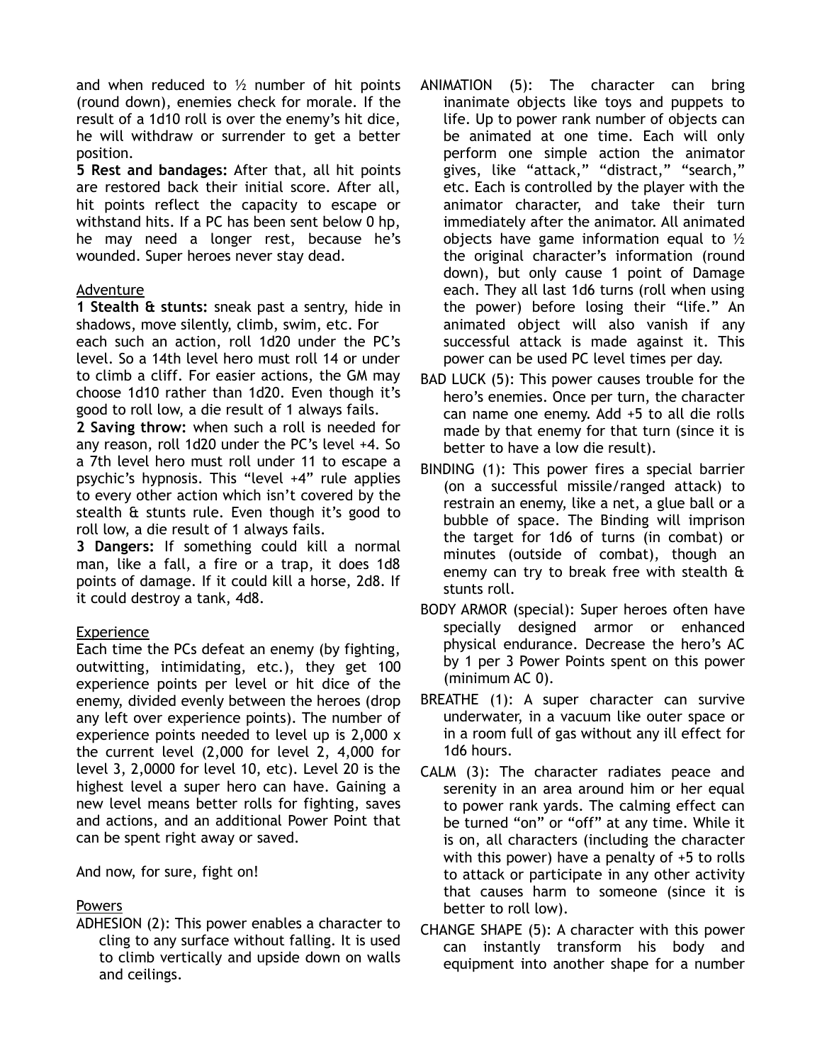and when reduced to ½ number of hit points (round down), enemies check for morale. If the result of a 1d10 roll is over the enemy's hit dice, he will withdraw or surrender to get a better position.

**5 Rest and bandages:** After that, all hit points are restored back their initial score. After all, hit points reflect the capacity to escape or withstand hits. If a PC has been sent below 0 hp, he may need a longer rest, because he's wounded. Super heroes never stay dead.

## Adventure

**1 Stealth & stunts:** sneak past a sentry, hide in shadows, move silently, climb, swim, etc. For each such an action, roll 1d20 under the PC's level. So a 14th level hero must roll 14 or under to climb a cliff. For easier actions, the GM may choose 1d10 rather than 1d20. Even though it's good to roll low, a die result of 1 always fails.

**2 Saving throw:** when such a roll is needed for any reason, roll 1d20 under the PC's level +4. So a 7th level hero must roll under 11 to escape a psychic's hypnosis. This "level +4" rule applies to every other action which isn't covered by the stealth & stunts rule. Even though it's good to roll low, a die result of 1 always fails.

**3 Dangers:** If something could kill a normal man, like a fall, a fire or a trap, it does 1d8 points of damage. If it could kill a horse, 2d8. If it could destroy a tank, 4d8.

## Experience

Each time the PCs defeat an enemy (by fighting, outwitting, intimidating, etc.), they get 100 experience points per level or hit dice of the enemy, divided evenly between the heroes (drop any left over experience points). The number of experience points needed to level up is 2,000 x the current level (2,000 for level 2, 4,000 for level 3, 2,0000 for level 10, etc). Level 20 is the highest level a super hero can have. Gaining a new level means better rolls for fighting, saves and actions, and an additional Power Point that can be spent right away or saved.

And now, for sure, fight on!

## Powers

ADHESION (2): This power enables a character to cling to any surface without falling. It is used to climb vertically and upside down on walls and ceilings.

ANIMATION (5): The character can bring inanimate objects like toys and puppets to life. Up to power rank number of objects can be animated at one time. Each will only perform one simple action the animator gives, like "attack," "distract," "search," etc. Each is controlled by the player with the animator character, and take their turn immediately after the animator. All animated objects have game information equal to ½ the original character's information (round down), but only cause 1 point of Damage each. They all last 1d6 turns (roll when using the power) before losing their "life." An animated object will also vanish if any successful attack is made against it. This power can be used PC level times per day.

BAD LUCK (5): This power causes trouble for the hero's enemies. Once per turn, the character can name one enemy. Add +5 to all die rolls made by that enemy for that turn (since it is better to have a low die result).

BINDING (1): This power fires a special barrier (on a successful missile/ranged attack) to restrain an enemy, like a net, a glue ball or a bubble of space. The Binding will imprison the target for 1d6 of turns (in combat) or minutes (outside of combat), though an enemy can try to break free with stealth & stunts roll.

BODY ARMOR (special): Super heroes often have specially designed armor or enhanced physical endurance. Decrease the hero's AC by 1 per 3 Power Points spent on this power (minimum AC 0).

BREATHE (1): A super character can survive underwater, in a vacuum like outer space or in a room full of gas without any ill effect for 1d6 hours.

CALM (3): The character radiates peace and serenity in an area around him or her equal to power rank yards. The calming effect can be turned "on" or "off" at any time. While it is on, all characters (including the character with this power) have a penalty of +5 to rolls to attack or participate in any other activity that causes harm to someone (since it is better to roll low).

CHANGE SHAPE (5): A character with this power can instantly transform his body and equipment into another shape for a number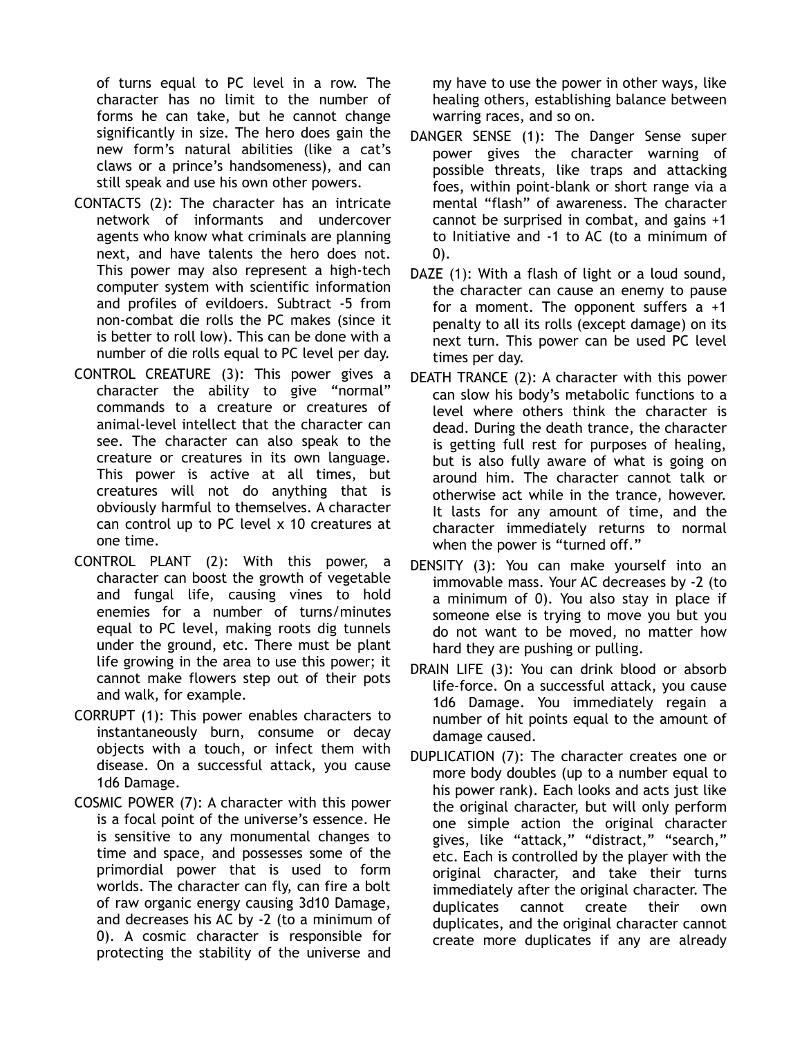of turns equal to PC level in a row. The character has no limit to the number of forms he can take, but he cannot change significantly in size. The hero does gain the new form's natural abilities (like a cat's claws or a prince's handsomeness), and can still speak and use his own other powers.

CONTACTS (2): The character has an intricate network of informants and undercover agents who know what criminals are planning next, and have talents the hero does not. This power may also represent a high-tech computer system with scientific information and profiles of evildoers. Subtract -5 from non-combat die rolls the PC makes (since it is better to roll low). This can be done with a number of die rolls equal to PC level per day.

CONTROL CREATURE (3): This power gives a character the ability to give "normal" commands to a creature or creatures of animal-level intellect that the character can see. The character can also speak to the creature or creatures in its own language. This power is active at all times, but creatures will not do anything that is obviously harmful to themselves. A character can control up to PC level x 10 creatures at one time.

CONTROL PLANT (2): With this power, a character can boost the growth of vegetable and fungal life, causing vines to hold enemies for a number of turns/minutes equal to PC level, making roots dig tunnels under the ground, etc. There must be plant life growing in the area to use this power; it cannot make flowers step out of their pots and walk, for example.

CORRUPT (1): This power enables characters to instantaneously burn, consume or decay objects with a touch, or infect them with disease. On a successful attack, you cause 1d6 Damage.

COSMIC POWER (7): A character with this power is a focal point of the universe's essence. He is sensitive to any monumental changes to time and space, and possesses some of the primordial power that is used to form worlds. The character can fly, can fire a bolt of raw organic energy causing 3d10 Damage, and decreases his AC by -2 (to a minimum of 0). A cosmic character is responsible for protecting the stability of the universe and my have to use the power in other ways, like healing others, establishing balance between warring races, and so on.

DANGER SENSE (1): The Danger Sense super power gives the character warning of possible threats, like traps and attacking foes, within point-blank or short range via a mental "flash" of awareness. The character cannot be surprised in combat, and gains +1 to Initiative and -1 to AC (to a minimum of 0).

DAZE (1): With a flash of light or a loud sound, the character can cause an enemy to pause for a moment. The opponent suffers a +1 penalty to all its rolls (except damage) on its next turn. This power can be used PC level times per day.

DEATH TRANCE (2): A character with this power can slow his body's metabolic functions to a level where others think the character is dead. During the death trance, the character is getting full rest for purposes of healing, but is also fully aware of what is going on around him. The character cannot talk or otherwise act while in the trance, however. It lasts for any amount of time, and the character immediately returns to normal when the power is "turned off."

DENSITY (3): You can make yourself into an immovable mass. Your AC decreases by -2 (to a minimum of 0). You also stay in place if someone else is trying to move you but you do not want to be moved, no matter how hard they are pushing or pulling.

DRAIN LIFE (3): You can drink blood or absorb life-force. On a successful attack, you cause 1d6 Damage. You immediately regain a number of hit points equal to the amount of damage caused.

DUPLICATION (7): The character creates one or more body doubles (up to a number equal to his power rank). Each looks and acts just like the original character, but will only perform one simple action the original character gives, like "attack," "distract," "search," etc. Each is controlled by the player with the original character, and take their turns immediately after the original character. The duplicates cannot create their own duplicates, and the original character cannot create more duplicates if any are already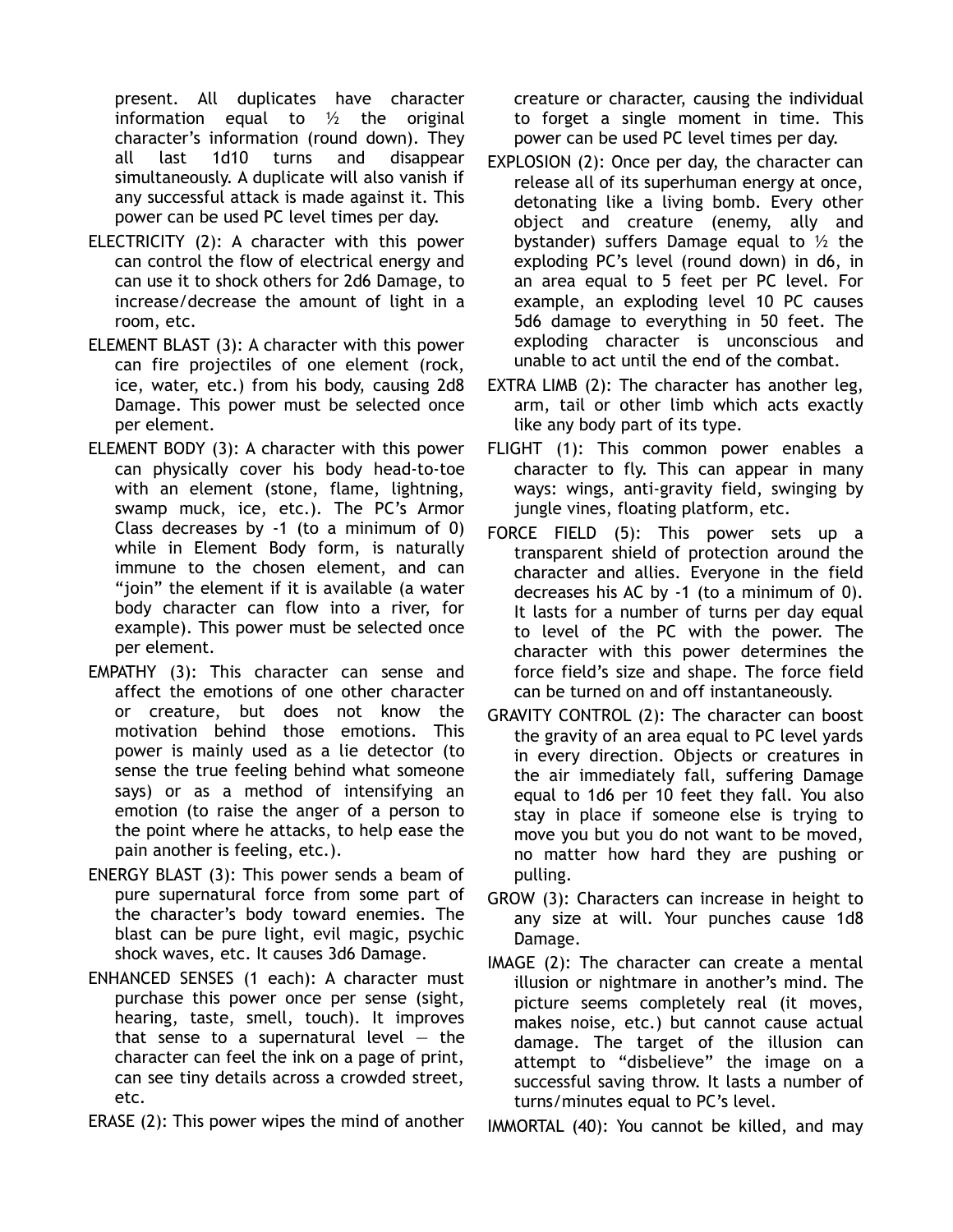present. All duplicates have character information equal to ½ the original character's information (round down). They all last 1d10 turns and disappear simultaneously. A duplicate will also vanish if any successful attack is made against it. This power can be used PC level times per day.

ELECTRICITY (2): A character with this power can control the flow of electrical energy and can use it to shock others for 2d6 Damage, to increase/decrease the amount of light in a room, etc.

ELEMENT BLAST (3): A character with this power can fire projectiles of one element (rock, ice, water, etc.) from his body, causing 2d8 Damage. This power must be selected once per element.

ELEMENT BODY (3): A character with this power can physically cover his body head-to-toe with an element (stone, flame, lightning, swamp muck, ice, etc.). The PC's Armor Class decreases by -1 (to a minimum of 0) while in Element Body form, is naturally immune to the chosen element, and can "join" the element if it is available (a water body character can flow into a river, for example). This power must be selected once per element.

EMPATHY (3): This character can sense and affect the emotions of one other character or creature, but does not know the motivation behind those emotions. This power is mainly used as a lie detector (to sense the true feeling behind what someone says) or as a method of intensifying an emotion (to raise the anger of a person to the point where he attacks, to help ease the pain another is feeling, etc.).

ENERGY BLAST (3): This power sends a beam of pure supernatural force from some part of the character's body toward enemies. The blast can be pure light, evil magic, psychic shock waves, etc. It causes 3d6 Damage.

ENHANCED SENSES (1 each): A character must purchase this power once per sense (sight, hearing, taste, smell, touch). It improves that sense to a supernatural level — the character can feel the ink on a page of print, can see tiny details across a crowded street, etc.

ERASE (2): This power wipes the mind of another creature or character, causing the individual to forget a single moment in time. This power can be used PC level times per day.

EXPLOSION (2): Once per day, the character can release all of its superhuman energy at once, detonating like a living bomb. Every other object and creature (enemy, ally and bystander) suffers Damage equal to ½ the exploding PC's level (round down) in d6, in an area equal to 5 feet per PC level. For example, an exploding level 10 PC causes 5d6 damage to everything in 50 feet. The exploding character is unconscious and unable to act until the end of the combat.

EXTRA LIMB (2): The character has another leg, arm, tail or other limb which acts exactly like any body part of its type.

FLIGHT (1): This common power enables a character to fly. This can appear in many ways: wings, anti-gravity field, swinging by jungle vines, floating platform, etc.

FORCE FIELD (5): This power sets up a transparent shield of protection around the character and allies. Everyone in the field decreases his AC by -1 (to a minimum of 0). It lasts for a number of turns per day equal to level of the PC with the power. The character with this power determines the force field's size and shape. The force field can be turned on and off instantaneously.

GRAVITY CONTROL (2): The character can boost the gravity of an area equal to PC level yards in every direction. Objects or creatures in the air immediately fall, suffering Damage equal to 1d6 per 10 feet they fall. You also stay in place if someone else is trying to move you but you do not want to be moved, no matter how hard they are pushing or pulling.

GROW (3): Characters can increase in height to any size at will. Your punches cause 1d8 Damage.

IMAGE (2): The character can create a mental illusion or nightmare in another's mind. The picture seems completely real (it moves, makes noise, etc.) but cannot cause actual damage. The target of the illusion can attempt to "disbelieve" the image on a successful saving throw. It lasts a number of turns/minutes equal to PC's level.

IMMORTAL (40): You cannot be killed, and may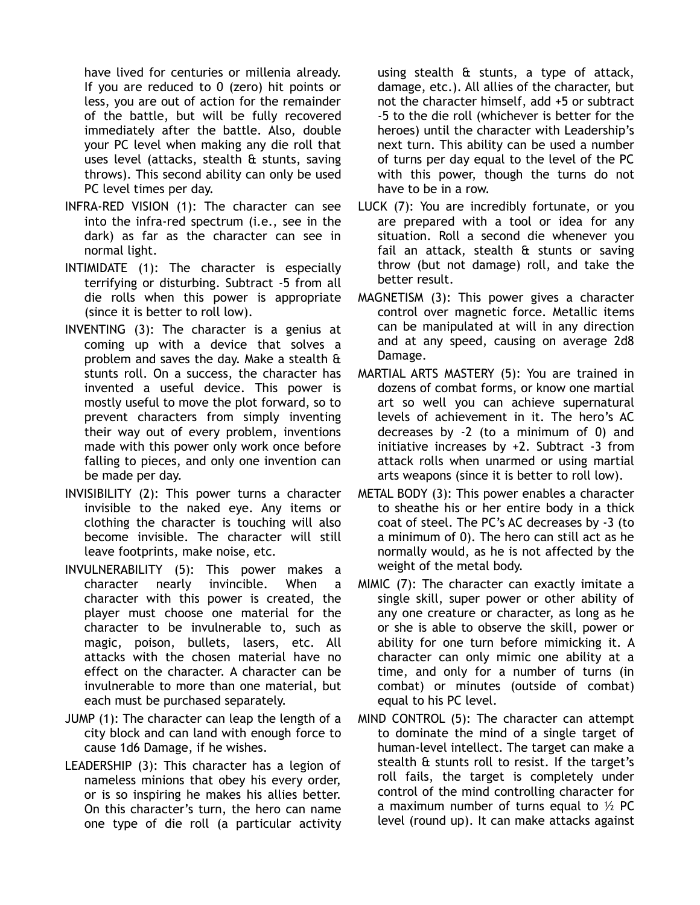have lived for centuries or millenia already. If you are reduced to 0 (zero) hit points or less, you are out of action for the remainder of the battle, but will be fully recovered immediately after the battle. Also, double your PC level when making any die roll that uses level (attacks, stealth & stunts, saving throws). This second ability can only be used PC level times per day.

INFRA-RED VISION (1): The character can see into the infra-red spectrum (i.e., see in the dark) as far as the character can see in normal light.

INTIMIDATE (1): The character is especially terrifying or disturbing. Subtract -5 from all die rolls when this power is appropriate (since it is better to roll low).

INVENTING (3): The character is a genius at coming up with a device that solves a problem and saves the day. Make a stealth & stunts roll. On a success, the character has invented a useful device. This power is mostly useful to move the plot forward, so to prevent characters from simply inventing their way out of every problem, inventions made with this power only work once before falling to pieces, and only one invention can be made per day.

INVISIBILITY (2): This power turns a character invisible to the naked eye. Any items or clothing the character is touching will also become invisible. The character will still leave footprints, make noise, etc.

INVULNERABILITY (5): This power makes a character nearly invincible. When a character with this power is created, the player must choose one material for the character to be invulnerable to, such as magic, poison, bullets, lasers, etc. All attacks with the chosen material have no effect on the character. A character can be invulnerable to more than one material, but each must be purchased separately.

JUMP (1): The character can leap the length of a city block and can land with enough force to cause 1d6 Damage, if he wishes.

LEADERSHIP (3): This character has a legion of nameless minions that obey his every order, or is so inspiring he makes his allies better. On this character's turn, the hero can name one type of die roll (a particular activity using stealth & stunts, a type of attack, damage, etc.). All allies of the character, but not the character himself, add +5 or subtract -5 to the die roll (whichever is better for the heroes) until the character with Leadership's next turn. This ability can be used a number of turns per day equal to the level of the PC with this power, though the turns do not have to be in a row.

LUCK (7): You are incredibly fortunate, or you are prepared with a tool or idea for any situation. Roll a second die whenever you fail an attack, stealth & stunts or saving throw (but not damage) roll, and take the better result.

MAGNETISM (3): This power gives a character control over magnetic force. Metallic items can be manipulated at will in any direction and at any speed, causing on average 2d8 Damage.

MARTIAL ARTS MASTERY (5): You are trained in dozens of combat forms, or know one martial art so well you can achieve supernatural levels of achievement in it. The hero's AC decreases by -2 (to a minimum of 0) and initiative increases by +2. Subtract -3 from attack rolls when unarmed or using martial arts weapons (since it is better to roll low).

METAL BODY (3): This power enables a character to sheathe his or her entire body in a thick coat of steel. The PC's AC decreases by -3 (to a minimum of 0). The hero can still act as he normally would, as he is not affected by the weight of the metal body.

MIMIC (7): The character can exactly imitate a single skill, super power or other ability of any one creature or character, as long as he or she is able to observe the skill, power or ability for one turn before mimicking it. A character can only mimic one ability at a time, and only for a number of turns (in combat) or minutes (outside of combat) equal to his PC level.

MIND CONTROL (5): The character can attempt to dominate the mind of a single target of human-level intellect. The target can make a stealth & stunts roll to resist. If the target's roll fails, the target is completely under control of the mind controlling character for a maximum number of turns equal to ½ PC level (round up). It can make attacks against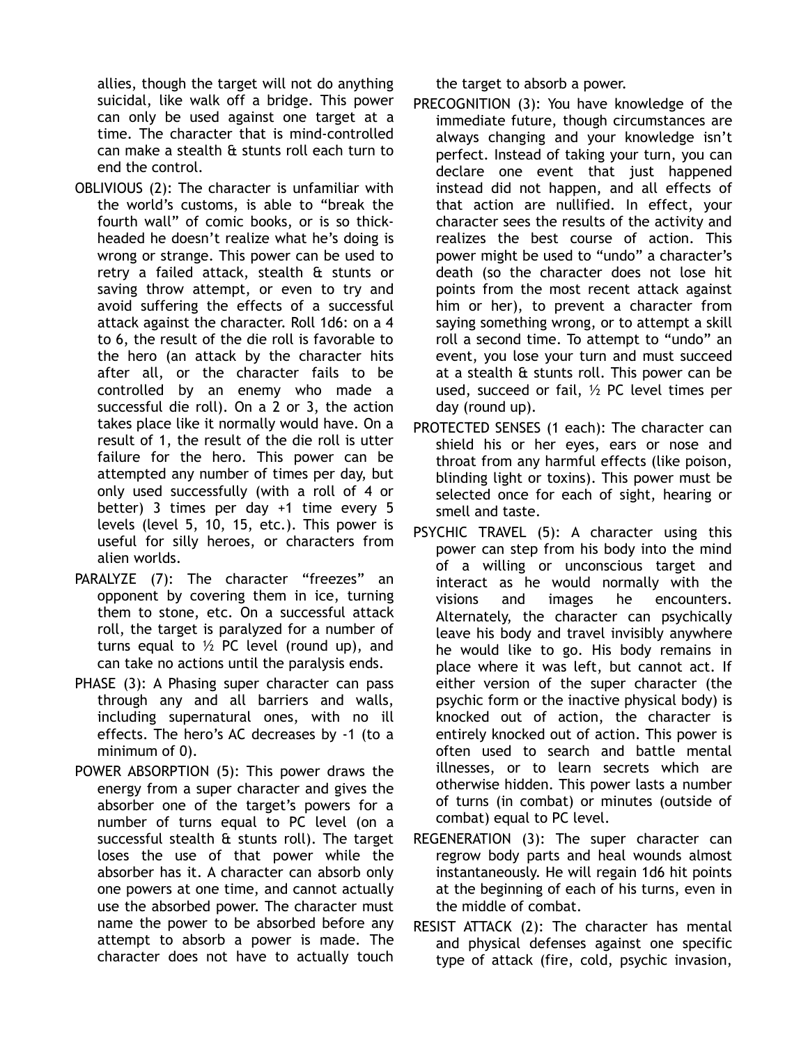allies, though the target will not do anything suicidal, like walk off a bridge. This power can only be used against one target at a time. The character that is mind-controlled can make a stealth & stunts roll each turn to end the control.

OBLIVIOUS (2): The character is unfamiliar with the world's customs, is able to "break the fourth wall" of comic books, or is so thick-headed he doesn't realize what he's doing is wrong or strange. This power can be used to retry a failed attack, stealth & stunts or saving throw attempt, or even to try and avoid suffering the effects of a successful attack against the character. Roll 1d6: on a 4 to 6, the result of the die roll is favorable to the hero (an attack by the character hits after all, or the character fails to be controlled by an enemy who made a successful die roll). On a 2 or 3, the action takes place like it normally would have. On a result of 1, the result of the die roll is utter failure for the hero. This power can be attempted any number of times per day, but only used successfully (with a roll of 4 or better) 3 times per day +1 time every 5 levels (level 5, 10, 15, etc.). This power is useful for silly heroes, or characters from alien worlds.

PARALYZE (7): The character "freezes" an opponent by covering them in ice, turning them to stone, etc. On a successful attack roll, the target is paralyzed for a number of turns equal to ½ PC level (round up), and can take no actions until the paralysis ends.

PHASE (3): A Phasing super character can pass through any and all barriers and walls, including supernatural ones, with no ill effects. The hero's AC decreases by -1 (to a minimum of 0).

POWER ABSORPTION (5): This power draws the energy from a super character and gives the absorber one of the target's powers for a number of turns equal to PC level (on a successful stealth & stunts roll). The target loses the use of that power while the absorber has it. A character can absorb only one powers at one time, and cannot actually use the absorbed power. The character must name the power to be absorbed before any attempt to absorb a power is made. The character does not have to actually touch the target to absorb a power.

PRECOGNITION (3): You have knowledge of the immediate future, though circumstances are always changing and your knowledge isn't perfect. Instead of taking your turn, you can declare one event that just happened instead did not happen, and all effects of that action are nullified. In effect, your character sees the results of the activity and realizes the best course of action. This power might be used to "undo" a character's death (so the character does not lose hit points from the most recent attack against him or her), to prevent a character from saying something wrong, or to attempt a skill roll a second time. To attempt to "undo" an event, you lose your turn and must succeed at a stealth & stunts roll. This power can be used, succeed or fail, ½ PC level times per day (round up).

PROTECTED SENSES (1 each): The character can shield his or her eyes, ears or nose and throat from any harmful effects (like poison, blinding light or toxins). This power must be selected once for each of sight, hearing or smell and taste.

PSYCHIC TRAVEL (5): A character using this power can step from his body into the mind of a willing or unconscious target and interact as he would normally with the visions and images he encounters. Alternately, the character can psychically leave his body and travel invisibly anywhere he would like to go. His body remains in place where it was left, but cannot act. If either version of the super character (the psychic form or the inactive physical body) is knocked out of action, the character is entirely knocked out of action. This power is often used to search and battle mental illnesses, or to learn secrets which are otherwise hidden. This power lasts a number of turns (in combat) or minutes (outside of combat) equal to PC level.

REGENERATION (3): The super character can regrow body parts and heal wounds almost instantaneously. He will regain 1d6 hit points at the beginning of each of his turns, even in the middle of combat.

RESIST ATTACK (2): The character has mental and physical defenses against one specific type of attack (fire, cold, psychic invasion,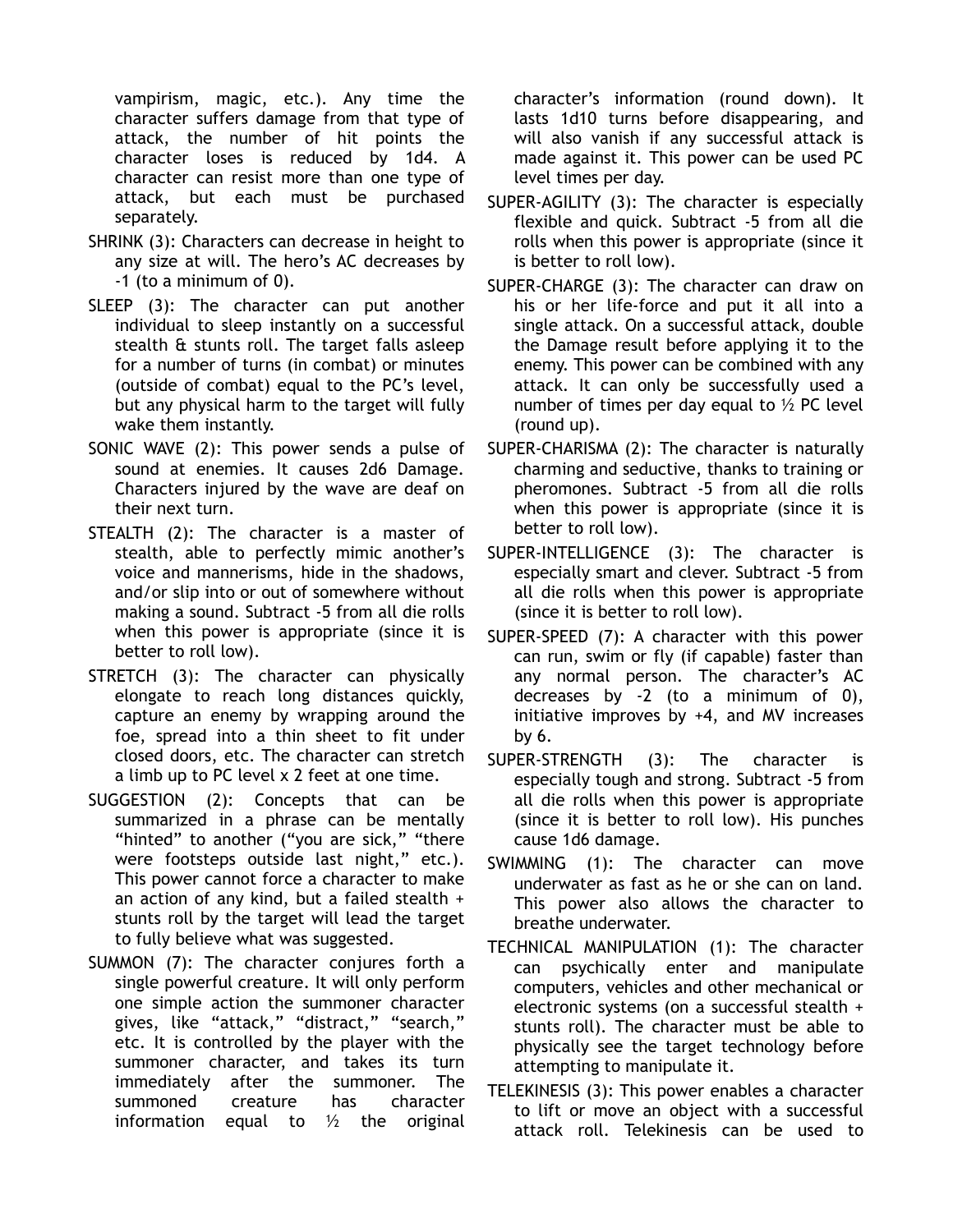vampirism, magic, etc.). Any time the character suffers damage from that type of attack, the number of hit points the character loses is reduced by 1d4. A character can resist more than one type of attack, but each must be purchased separately.

SHRINK (3): Characters can decrease in height to any size at will. The hero's AC decreases by -1 (to a minimum of 0).

SLEEP (3): The character can put another individual to sleep instantly on a successful stealth & stunts roll. The target falls asleep for a number of turns (in combat) or minutes (outside of combat) equal to the PC's level, but any physical harm to the target will fully wake them instantly.

SONIC WAVE (2): This power sends a pulse of sound at enemies. It causes 2d6 Damage. Characters injured by the wave are deaf on their next turn.

STEALTH (2): The character is a master of stealth, able to perfectly mimic another's voice and mannerisms, hide in the shadows, and/or slip into or out of somewhere without making a sound. Subtract -5 from all die rolls when this power is appropriate (since it is better to roll low).

STRETCH (3): The character can physically elongate to reach long distances quickly, capture an enemy by wrapping around the foe, spread into a thin sheet to fit under closed doors, etc. The character can stretch a limb up to PC level x 2 feet at one time.

SUGGESTION (2): Concepts that can be summarized in a phrase can be mentally "hinted" to another ("you are sick," "there were footsteps outside last night," etc.). This power cannot force a character to make an action of any kind, but a failed stealth + stunts roll by the target will lead the target to fully believe what was suggested.

SUMMON (7): The character conjures forth a single powerful creature. It will only perform one simple action the summoner character gives, like "attack," "distract," "search," etc. It is controlled by the player with the summoner character, and takes its turn immediately after the summoner. The summoned creature has character information equal to ½ the original character's information (round down). It lasts 1d10 turns before disappearing, and will also vanish if any successful attack is made against it. This power can be used PC level times per day.

SUPER-AGILITY (3): The character is especially flexible and quick. Subtract -5 from all die rolls when this power is appropriate (since it is better to roll low).

SUPER-CHARGE (3): The character can draw on his or her life-force and put it all into a single attack. On a successful attack, double the Damage result before applying it to the enemy. This power can be combined with any attack. It can only be successfully used a number of times per day equal to ½ PC level (round up).

SUPER-CHARISMA (2): The character is naturally charming and seductive, thanks to training or pheromones. Subtract -5 from all die rolls when this power is appropriate (since it is better to roll low).

SUPER-INTELLIGENCE (3): The character is especially smart and clever. Subtract -5 from all die rolls when this power is appropriate (since it is better to roll low).

SUPER-SPEED (7): A character with this power can run, swim or fly (if capable) faster than any normal person. The character's AC decreases by -2 (to a minimum of 0), initiative improves by +4, and MV increases by 6.

SUPER-STRENGTH (3): The character is especially tough and strong. Subtract -5 from all die rolls when this power is appropriate (since it is better to roll low). His punches cause 1d6 damage.

SWIMMING (1): The character can move underwater as fast as he or she can on land. This power also allows the character to breathe underwater.

TECHNICAL MANIPULATION (1): The character can psychically enter and manipulate computers, vehicles and other mechanical or electronic systems (on a successful stealth + stunts roll). The character must be able to physically see the target technology before attempting to manipulate it.

TELEKINESIS (3): This power enables a character to lift or move an object with a successful attack roll. Telekinesis can be used to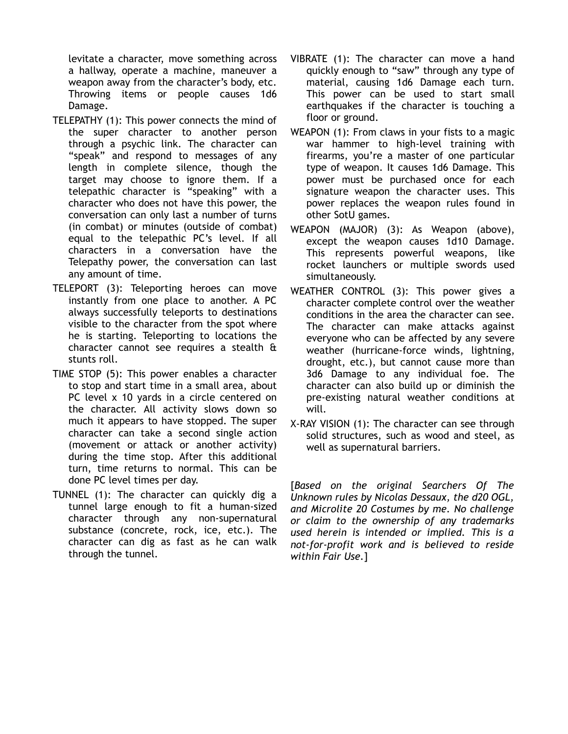levitate a character, move something across a hallway, operate a machine, maneuver a weapon away from the character's body, etc. Throwing items or people causes 1d6 Damage.

TELEPATHY (1): This power connects the mind of the super character to another person through a psychic link. The character can "speak" and respond to messages of any length in complete silence, though the target may choose to ignore them. If a telepathic character is "speaking" with a character who does not have this power, the conversation can only last a number of turns (in combat) or minutes (outside of combat) equal to the telepathic PC's level. If all characters in a conversation have the Telepathy power, the conversation can last any amount of time.

TELEPORT (3): Teleporting heroes can move instantly from one place to another. A PC always successfully teleports to destinations visible to the character from the spot where he is starting. Teleporting to locations the character cannot see requires a stealth & stunts roll.

TIME STOP (5): This power enables a character to stop and start time in a small area, about PC level x 10 yards in a circle centered on the character. All activity slows down so much it appears to have stopped. The super character can take a second single action (movement or attack or another activity) during the time stop. After this additional turn, time returns to normal. This can be done PC level times per day.

TUNNEL (1): The character can quickly dig a tunnel large enough to fit a human-sized character through any non-supernatural substance (concrete, rock, ice, etc.). The character can dig as fast as he can walk through the tunnel.

VIBRATE (1): The character can move a hand quickly enough to "saw" through any type of material, causing 1d6 Damage each turn. This power can be used to start small earthquakes if the character is touching a floor or ground.

WEAPON (1): From claws in your fists to a magic war hammer to high-level training with firearms, you're a master of one particular type of weapon. It causes 1d6 Damage. This power must be purchased once for each signature weapon the character uses. This power replaces the weapon rules found in other SotU games.

WEAPON (MAJOR) (3): As Weapon (above), except the weapon causes 1d10 Damage. This represents powerful weapons, like rocket launchers or multiple swords used simultaneously.

WEATHER CONTROL (3): This power gives a character complete control over the weather conditions in the area the character can see. The character can make attacks against everyone who can be affected by any severe weather (hurricane-force winds, lightning, drought, etc.), but cannot cause more than 3d6 Damage to any individual foe. The character can also build up or diminish the pre-existing natural weather conditions at will.

X-RAY VISION (1): The character can see through solid structures, such as wood and steel, as well as supernatural barriers.

[*Based on the original Searchers Of The Unknown rules by Nicolas Dessaux, the d20 OGL, and Microlite 20 Costumes by me. No challenge or claim to the ownership of any trademarks used herein is intended or implied. This is a not-for-profit work and is believed to reside within Fair Use.*]